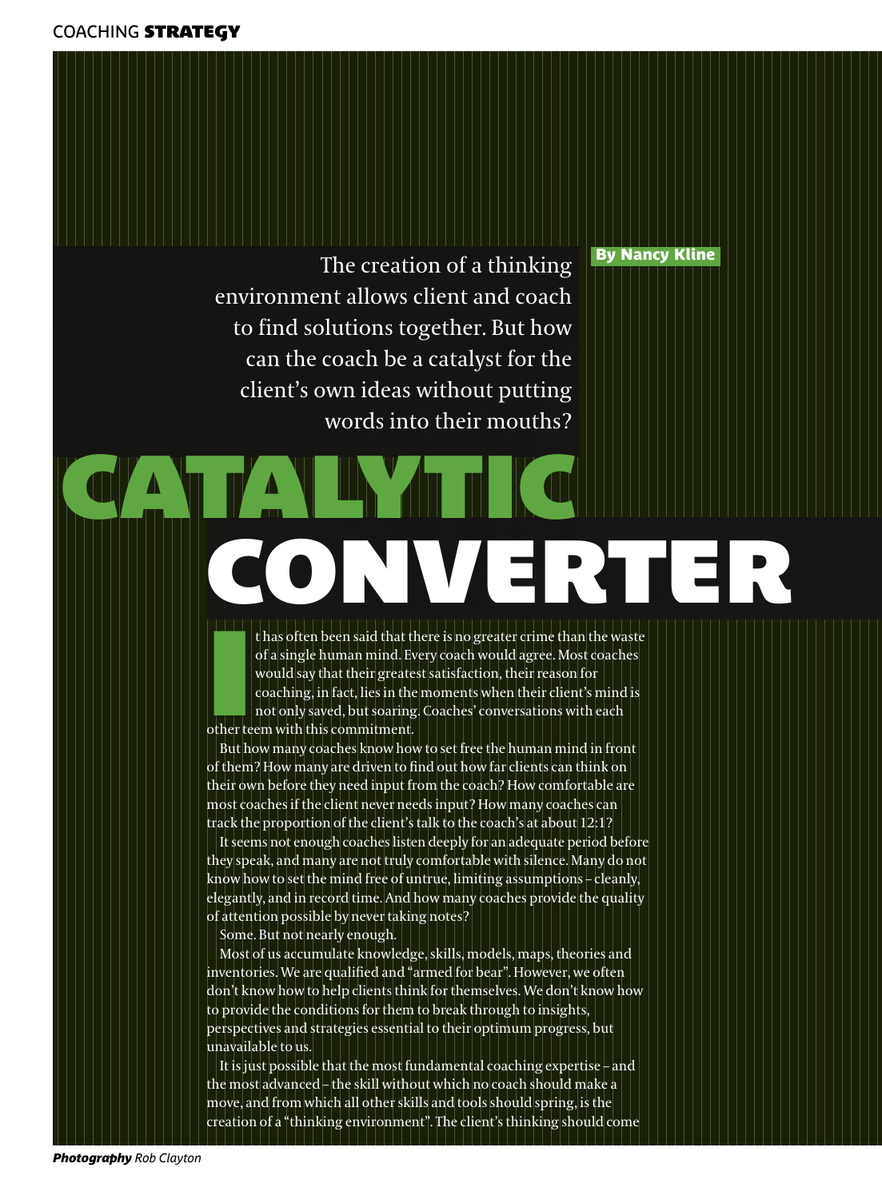# CATALYTIC CONVERTER

The creation of a thinking environment allows client and coach to find solutions together. But how can the coach be a catalyst for the client's own ideas without putting words into their mouths?

**By Nancy Kline**

It has often been said that there is no greater crime than the waste of a single human mind. Every coach would agree. Most coaches would say that their greatest satisfaction, their reason for coaching, in fact, lies in the moments when their client's mind is not only saved, but soaring. Coaches' conversations with each other teem with this commitment.

But how many coaches know how to set free the human mind in front of them? How many are driven to find out how far clients can think on their own before they need input from the coach? How comfortable are most coaches if the client never needs input? How many coaches can track the proportion of the client's talk to the coach's at about 12:1?

It seems not enough coaches listen deeply for an adequate period before they speak, and many are not truly comfortable with silence. Many do not know how to set the mind free of untrue, limiting assumptions – cleanly, elegantly, and in record time. And how many coaches provide the quality of attention possible by never taking notes?

Some. But not nearly enough.

Most of us accumulate knowledge, skills, models, maps, theories and inventories. We are qualified and "armed for bear". However, we often don't know how to help clients think for themselves. We don't know how to provide the conditions for them to break through to insights, perspectives and strategies essential to their optimum progress, but unavailable to us.

It is just possible that the most fundamental coaching expertise – and the most advanced – the skill without which no coach should make a move, and from which all other skills and tools should spring, is the creation of a "thinking environment". The client's thinking should come

***Photography*** *Rob Clayton*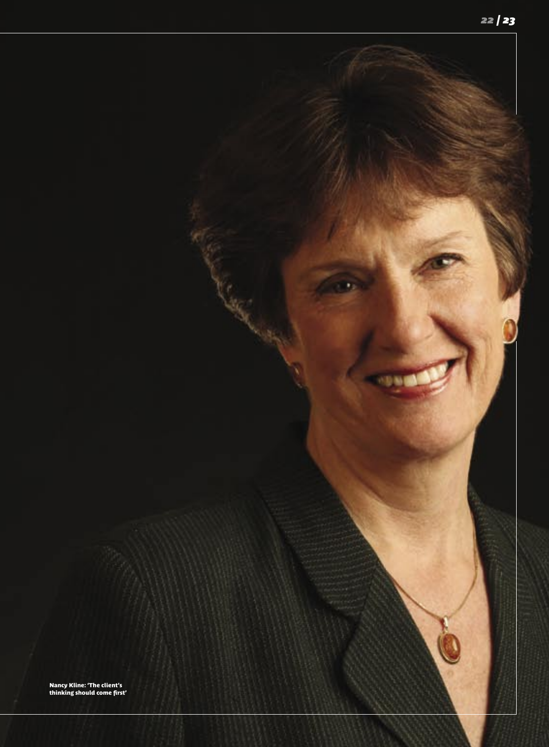**Nancy Kline: 'The client's thinking should come first'**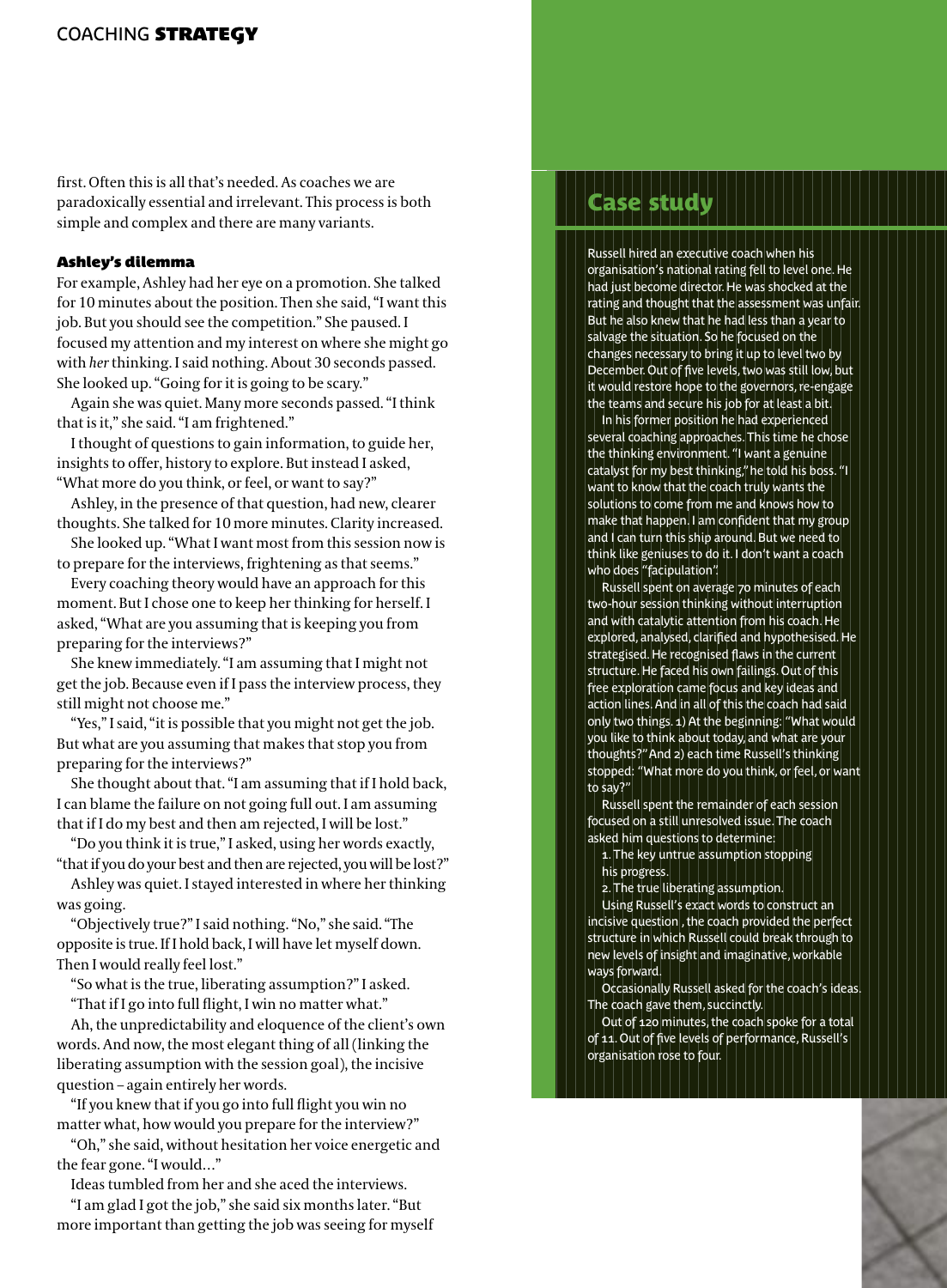first. Often this is all that's needed. As coaches we are paradoxically essential and irrelevant. This process is both simple and complex and there are many variants.

### Ashley's dilemma

For example, Ashley had her eye on a promotion. She talked for 10 minutes about the position. Then she said, "I want this job. But you should see the competition." She paused. I focused my attention and my interest on where she might go with *her* thinking. I said nothing. About 30 seconds passed. She looked up. "Going for it is going to be scary."

Again she was quiet. Many more seconds passed. "I think that is it," she said. "I am frightened."

I thought of questions to gain information, to guide her, insights to offer, history to explore. But instead I asked, "What more do you think, or feel, or want to say?"

Ashley, in the presence of that question, had new, clearer thoughts. She talked for 10 more minutes. Clarity increased.

She looked up. "What I want most from this session now is to prepare for the interviews, frightening as that seems."

Every coaching theory would have an approach for this moment. But I chose one to keep her thinking for herself. I asked, "What are you assuming that is keeping you from preparing for the interviews?"

She knew immediately. "I am assuming that I might not get the job. Because even if I pass the interview process, they still might not choose me."

"Yes," I said, "it is possible that you might not get the job. But what are you assuming that makes that stop you from preparing for the interviews?"

She thought about that. "I am assuming that if I hold back, I can blame the failure on not going full out. I am assuming that if I do my best and then am rejected, I will be lost."

"Do you think it is true," I asked, using her words exactly, "that if you do your best and then are rejected, you will be lost?"

Ashley was quiet. I stayed interested in where her thinking was going.

"Objectively true?" I said nothing. "No," she said. "The opposite is true. If I hold back, I will have let myself down. Then I would really feel lost."

"So what is the true, liberating assumption?" I asked.

"That if I go into full flight, I win no matter what."

Ah, the unpredictability and eloquence of the client's own words. And now, the most elegant thing of all (linking the liberating assumption with the session goal), the incisive question – again entirely her words.

"If you knew that if you go into full flight you win no matter what, how would you prepare for the interview?"

"Oh," she said, without hesitation her voice energetic and the fear gone. "I would…"

Ideas tumbled from her and she aced the interviews.

"I am glad I got the job," she said six months later. "But more important than getting the job was seeing for myself

## Case study

Russell hired an executive coach when his organisation's national rating fell to level one. He had just become director. He was shocked at the rating and thought that the assessment was unfair. But he also knew that he had less than a year to salvage the situation. So he focused on the changes necessary to bring it up to level two by December. Out of five levels, two was still low, but it would restore hope to the governors, re-engage the teams and secure his job for at least a bit.

In his former position he had experienced several coaching approaches. This time he chose the thinking environment. "I want a genuine catalyst for my best thinking," he told his boss. "I want to know that the coach truly wants the solutions to come from me and knows how to make that happen. I am confident that my group and I can turn this ship around. But we need to think like geniuses to do it. I don't want a coach who does "facipulation".

Russell spent on average 70 minutes of each two-hour session thinking without interruption and with catalytic attention from his coach. He explored, analysed, clarified and hypothesised. He strategised. He recognised flaws in the current structure. He faced his own failings. Out of this free exploration came focus and key ideas and action lines. And in all of this the coach had said only two things. 1) At the beginning: "What would you like to think about today, and what are your thoughts?" And 2) each time Russell's thinking stopped: "What more do you think, or feel, or want to say?"

Russell spent the remainder of each session focused on a still unresolved issue. The coach asked him questions to determine:

1. The key untrue assumption stopping his progress.
2. The true liberating assumption.

Using Russell's exact words to construct an incisive question , the coach provided the perfect structure in which Russell could break through to new levels of insight and imaginative, workable ways forward.

Occasionally Russell asked for the coach's ideas. The coach gave them, succinctly.

Out of 120 minutes, the coach spoke for a total of 11. Out of five levels of performance, Russell's organisation rose to four.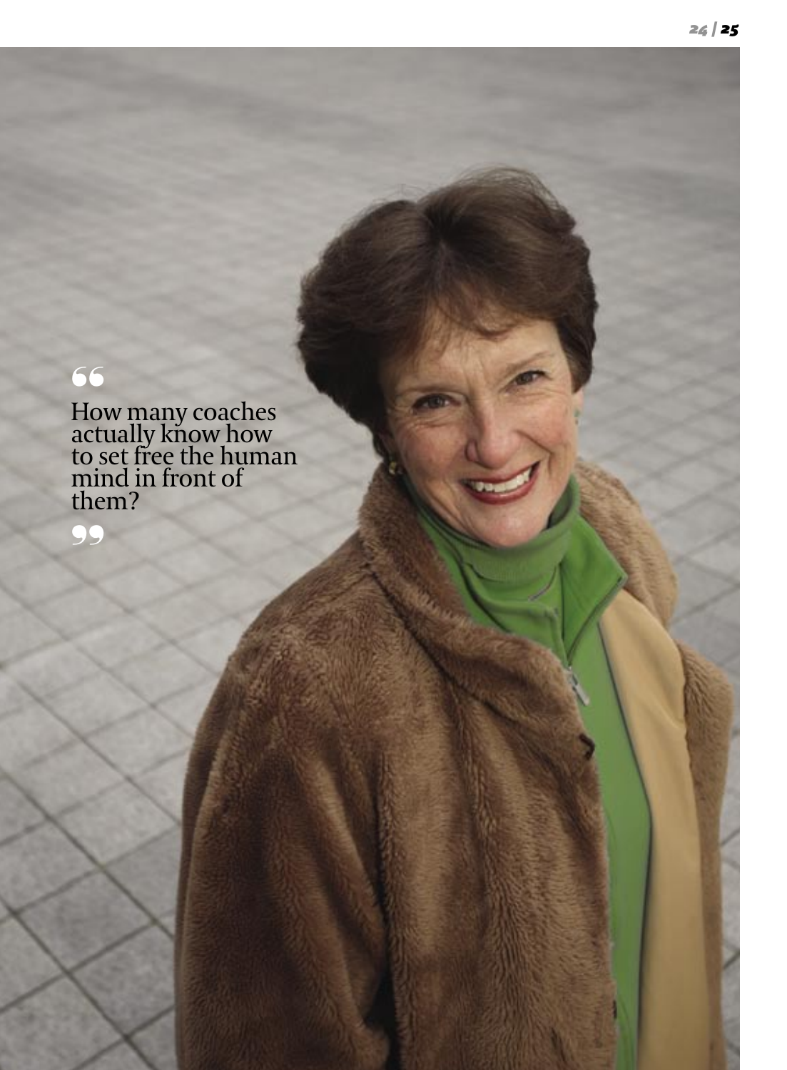> "How many coaches actually know how to set free the human mind in front of them?"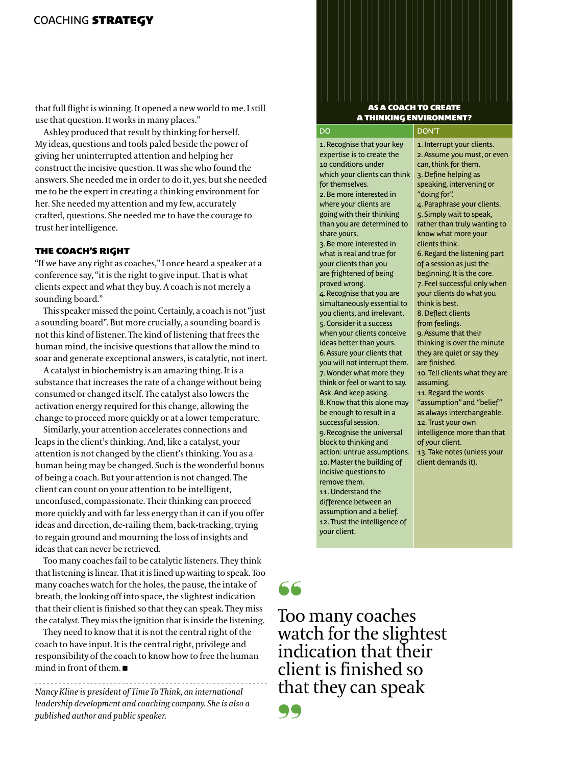that full flight is winning. It opened a new world to me. I still use that question. It works in many places."

Ashley produced that result by thinking for herself. My ideas, questions and tools paled beside the power of giving her uninterrupted attention and helping her construct the incisive question. It was she who found the answers. She needed me in order to do it, yes, but she needed me to be the expert in creating a thinking environment for her. She needed my attention and my few, accurately crafted, questions. She needed me to have the courage to trust her intelligence.

### THE COACH'S RIGHT

"If we have any right as coaches," I once heard a speaker at a conference say, "it is the right to give input. That is what clients expect and what they buy. A coach is not merely a sounding board."

This speaker missed the point. Certainly, a coach is not "just a sounding board". But more crucially, a sounding board is not this kind of listener. The kind of listening that frees the human mind, the incisive questions that allow the mind to soar and generate exceptional answers, is catalytic, not inert.

A catalyst in biochemistry is an amazing thing. It is a substance that increases the rate of a change without being consumed or changed itself. The catalyst also lowers the activation energy required for this change, allowing the change to proceed more quickly or at a lower temperature.

Similarly, your attention accelerates connections and leaps in the client's thinking. And, like a catalyst, your attention is not changed by the client's thinking. You as a human being may be changed. Such is the wonderful bonus of being a coach. But your attention is not changed. The client can count on your attention to be intelligent, unconfused, compassionate. Their thinking can proceed more quickly and with far less energy than it can if you offer ideas and direction, de-railing them, back-tracking, trying to regain ground and mourning the loss of insights and ideas that can never be retrieved.

Too many coaches fail to be catalytic listeners. They think that listening is linear. That it is lined up waiting to speak. Too many coaches watch for the holes, the pause, the intake of breath, the looking off into space, the slightest indication that their client is finished so that they can speak. They miss the catalyst. They miss the ignition that is inside the listening.

They need to know that it is not the central right of the coach to have input. It is the central right, privilege and responsibility of the coach to know how to free the human mind in front of them. ■

*Nancy Kline is president of Time To Think, an international leadership development and coaching company. She is also a published author and public speaker.*

### AS A COACH TO CREATE A THINKING ENVIRONMENT?

| DO | DON'T |
|---|---|
| 1. Recognise that your key expertise is to create the 10 conditions under which your clients can think for themselves. | 1. Interrupt your clients. |
| 2. Be more interested in where your clients are going with their thinking than you are determined to share yours. | 2. Assume you must, or even can, think for them. |
| 3. Be more interested in what is real and true for your clients than you are frightened of being proved wrong. | 3. Define helping as speaking, intervening or "doing for". |
| 4. Recognise that you are simultaneously essential to you clients, and irrelevant. | 4. Paraphrase your clients. |
| 5. Consider it a success when your clients conceive ideas better than yours. | 5. Simply wait to speak, rather than truly wanting to know what more your clients think. |
| 6. Assure your clients that you will not interrupt them. | 6. Regard the listening part of a session as just the beginning. It is the core. |
| 7. Wonder what more they think or feel or want to say. Ask. And keep asking. | 7. Feel successful only when your clients do what you think is best. |
| 8. Know that this alone may be enough to result in a successful session. | 8. Deflect clients from feelings. |
| 9. Recognise the universal block to thinking and action: untrue assumptions. | 9. Assume that their thinking is over the minute they are quiet or say they are finished. |
| 10. Master the building of incisive questions to remove them. | 10. Tell clients what they are assuming. |
| 11. Understand the difference between an assumption and a belief. | 11. Regard the words "assumption" and "belief" as always interchangeable. |
| 12. Trust the intelligence of your client. | 12. Trust your own intelligence more than that of your client. |
| | 13. Take notes (unless your client demands it). |

> Too many coaches watch for the slightest indication that their client is finished so that they can speak